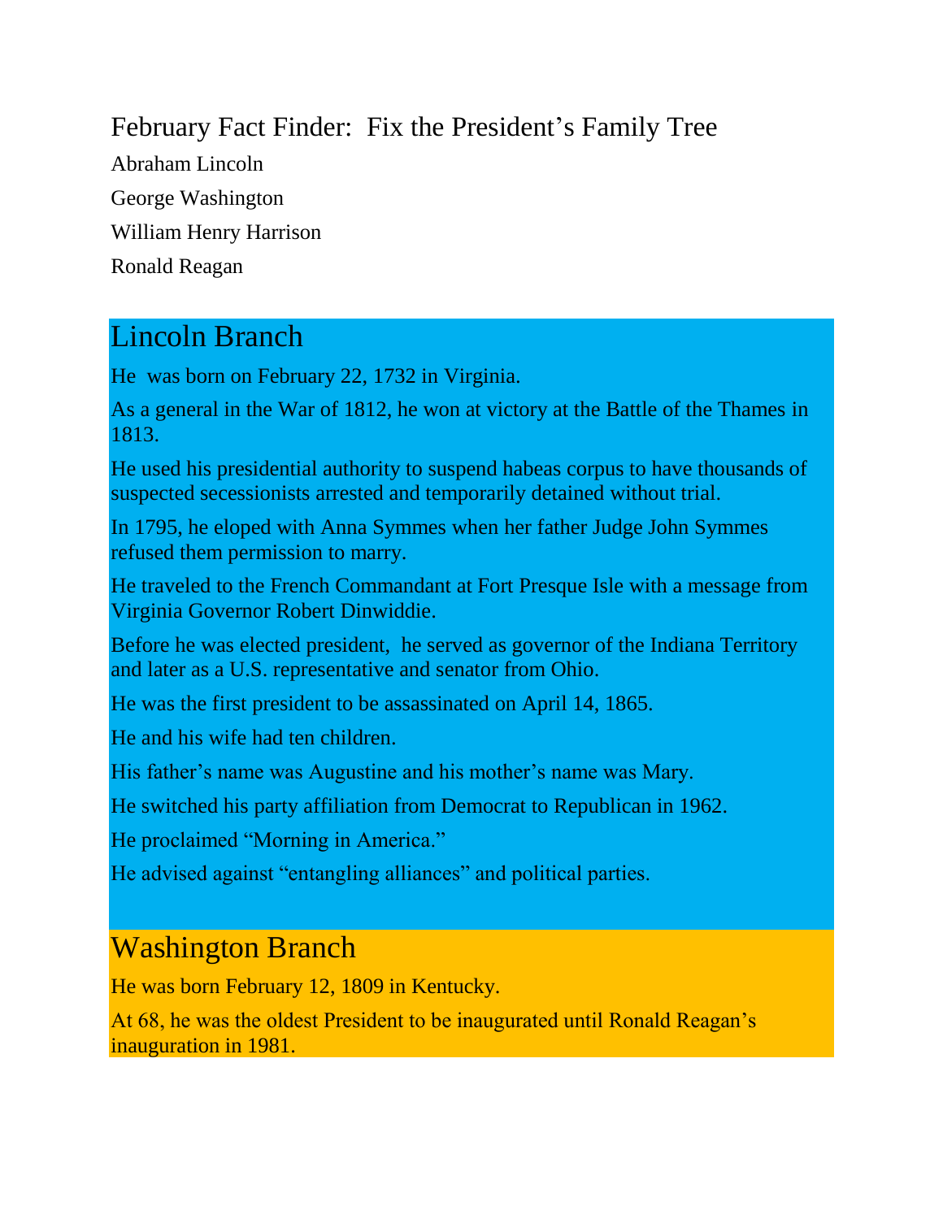# February Fact Finder: Fix the President's Family Tree

Abraham Lincoln

George Washington

William Henry Harrison

Ronald Reagan

## Lincoln Branch

He was born on February 22, 1732 in Virginia.

As a general in the War of 1812, he won at victory at the Battle of the Thames in 1813.

He used his presidential authority to suspend habeas corpus to have thousands of suspected secessionists arrested and temporarily detained without trial.

In 1795, he eloped with Anna Symmes when her father Judge John Symmes refused them permission to marry.

He traveled to the French Commandant at Fort Presque Isle with a message from Virginia Governor Robert Dinwiddie.

Before he was elected president, he served as governor of the Indiana Territory and later as a U.S. representative and senator from Ohio.

He was the first president to be assassinated on April 14, 1865.

He and his wife had ten children.

His father's name was Augustine and his mother's name was Mary.

He switched his party affiliation from Democrat to Republican in 1962.

He proclaimed "Morning in America."

He advised against "entangling alliances" and political parties.

## Washington Branch

He was born February 12, 1809 in Kentucky.

At 68, he was the oldest President to be inaugurated until Ronald Reagan's inauguration in 1981.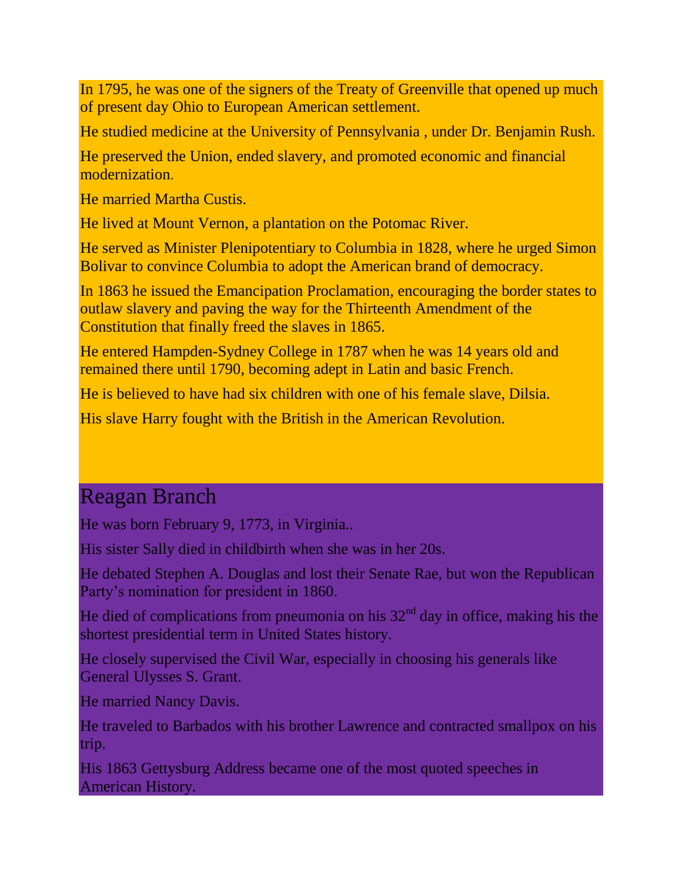In 1795, he was one of the signers of the Treaty of Greenville that opened up much of present day Ohio to European American settlement.

He studied medicine at the University of Pennsylvania , under Dr. Benjamin Rush.

He preserved the Union, ended slavery, and promoted economic and financial modernization.

He married Martha Custis.

He lived at Mount Vernon, a plantation on the Potomac River.

He served as Minister Plenipotentiary to Columbia in 1828, where he urged Simon Bolivar to convince Columbia to adopt the American brand of democracy.

In 1863 he issued the Emancipation Proclamation, encouraging the border states to outlaw slavery and paving the way for the Thirteenth Amendment of the Constitution that finally freed the slaves in 1865.

He entered Hampden-Sydney College in 1787 when he was 14 years old and remained there until 1790, becoming adept in Latin and basic French.

He is believed to have had six children with one of his female slave, Dilsia.

His slave Harry fought with the British in the American Revolution.

## Reagan Branch

He was born February 9, 1773, in Virginia..

His sister Sally died in childbirth when she was in her 20s.

He debated Stephen A. Douglas and lost their Senate Rae, but won the Republican Party's nomination for president in 1860.

He died of complications from pneumonia on his 32nd day in office, making his the shortest presidential term in United States history.

He closely supervised the Civil War, especially in choosing his generals like General Ulysses S. Grant.

He married Nancy Davis.

He traveled to Barbados with his brother Lawrence and contracted smallpox on his trip.

His 1863 Gettysburg Address became one of the most quoted speeches in American History.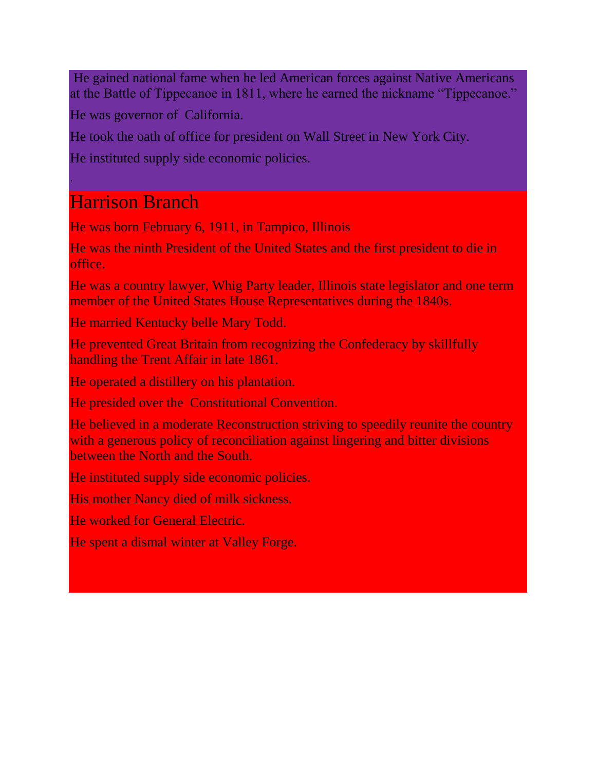He gained national fame when he led American forces against Native Americans at the Battle of Tippecanoe in 1811, where he earned the nickname "Tippecanoe."

He was governor of California.

He took the oath of office for president on Wall Street in New York City.

He instituted supply side economic policies.

.

## Harrison Branch

He was born February 6, 1911, in Tampico, Illinois

He was the ninth President of the United States and the first president to die in office.

He was a country lawyer, Whig Party leader, Illinois state legislator and one term member of the United States House Representatives during the 1840s.

He married Kentucky belle Mary Todd.

He prevented Great Britain from recognizing the Confederacy by skillfully handling the Trent Affair in late 1861.

He operated a distillery on his plantation.

He presided over the Constitutional Convention.

He believed in a moderate Reconstruction striving to speedily reunite the country with a generous policy of reconciliation against lingering and bitter divisions between the North and the South.

He instituted supply side economic policies.

His mother Nancy died of milk sickness.

He worked for General Electric.

He spent a dismal winter at Valley Forge.